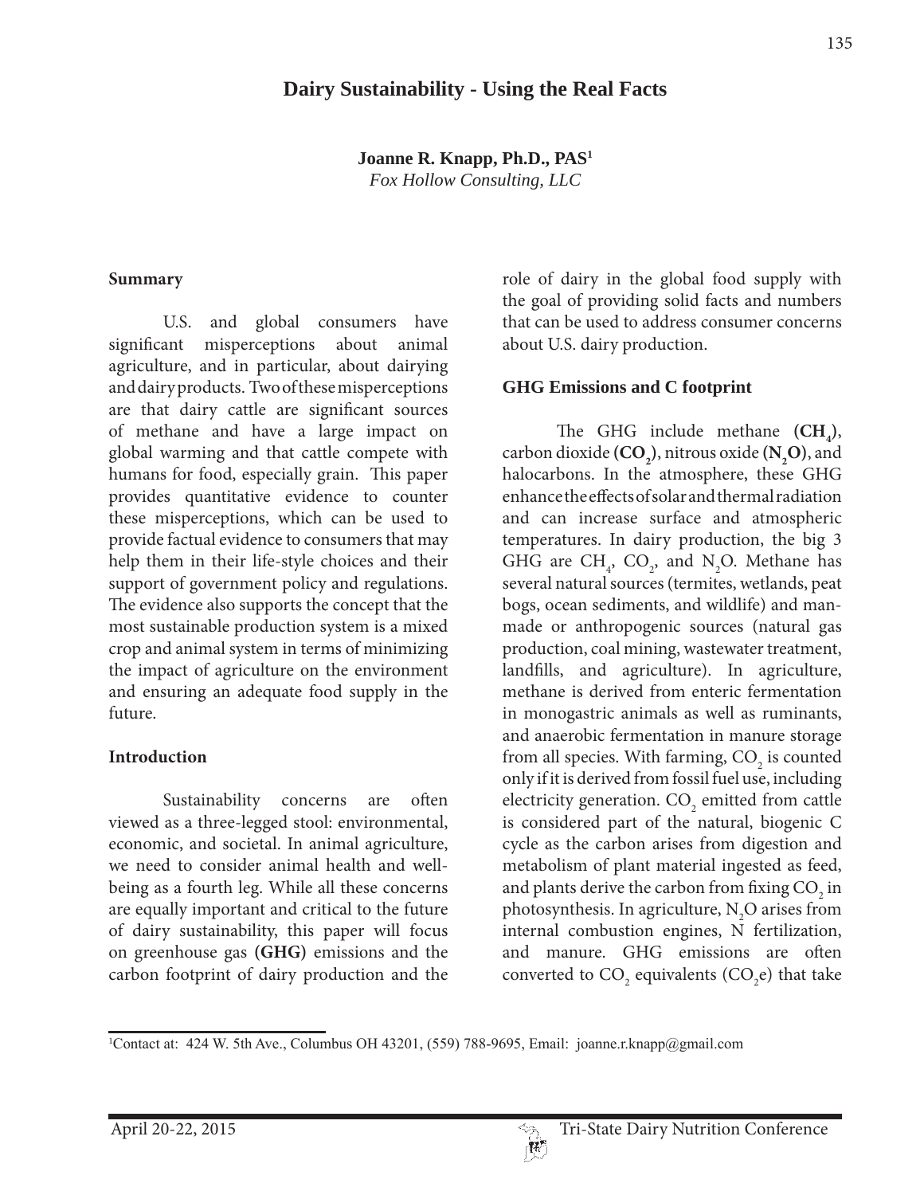# Dairy Sustainability - Using the Real Facts

**Joanne R. Knapp, Ph.D., PAS**[1]
*Fox Hollow Consulting, LLC*

## Summary

U.S. and global consumers have significant misperceptions about animal agriculture, and in particular, about dairying and dairy products. Two of these misperceptions are that dairy cattle are significant sources of methane and have a large impact on global warming and that cattle compete with humans for food, especially grain. This paper provides quantitative evidence to counter these misperceptions, which can be used to provide factual evidence to consumers that may help them in their life-style choices and their support of government policy and regulations. The evidence also supports the concept that the most sustainable production system is a mixed crop and animal system in terms of minimizing the impact of agriculture on the environment and ensuring an adequate food supply in the future.

## Introduction

Sustainability concerns are often viewed as a three-legged stool: environmental, economic, and societal. In animal agriculture, we need to consider animal health and well-being as a fourth leg. While all these concerns are equally important and critical to the future of dairy sustainability, this paper will focus on greenhouse gas **(GHG)** emissions and the carbon footprint of dairy production and the role of dairy in the global food supply with the goal of providing solid facts and numbers that can be used to address consumer concerns about U.S. dairy production.

## GHG Emissions and C footprint

The GHG include methane **($CH_4$)**, carbon dioxide **($CO_2$)**, nitrous oxide **($N_2O$)**, and halocarbons. In the atmosphere, these GHG enhance the effects of solar and thermal radiation and can increase surface and atmospheric temperatures. In dairy production, the big 3 GHG are $CH_4$, $CO_2$, and $N_2O$. Methane has several natural sources (termites, wetlands, peat bogs, ocean sediments, and wildlife) and man-made or anthropogenic sources (natural gas production, coal mining, wastewater treatment, landfills, and agriculture). In agriculture, methane is derived from enteric fermentation in monogastric animals as well as ruminants, and anaerobic fermentation in manure storage from all species. With farming, $CO_2$ is counted only if it is derived from fossil fuel use, including electricity generation. $CO_2$ emitted from cattle is considered part of the natural, biogenic C cycle as the carbon arises from digestion and metabolism of plant material ingested as feed, and plants derive the carbon from fixing $CO_2$ in photosynthesis. In agriculture, $N_2O$ arises from internal combustion engines, N fertilization, and manure. GHG emissions are often converted to $CO_2$ equivalents ($CO_2e$) that take

---

[1]Contact at: 424 W. 5th Ave., Columbus OH 43201, (559) 788-9695, Email: joanne.r.knapp@gmail.com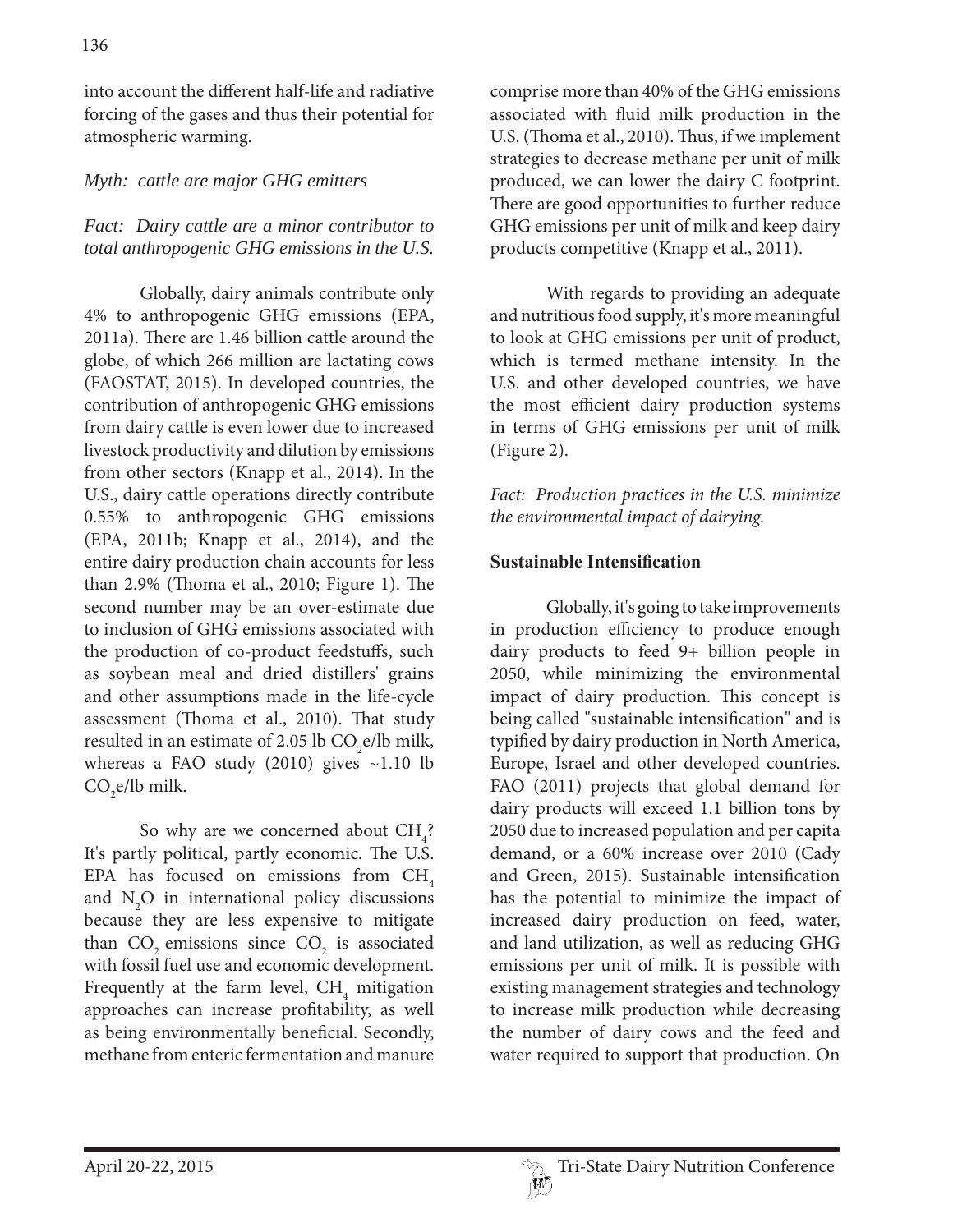into account the different half-life and radiative forcing of the gases and thus their potential for atmospheric warming.

*Myth: cattle are major GHG emitters*

*Fact: Dairy cattle are a minor contributor to total anthropogenic GHG emissions in the U.S.*

Globally, dairy animals contribute only 4% to anthropogenic GHG emissions (EPA, 2011a). There are 1.46 billion cattle around the globe, of which 266 million are lactating cows (FAOSTAT, 2015). In developed countries, the contribution of anthropogenic GHG emissions from dairy cattle is even lower due to increased livestock productivity and dilution by emissions from other sectors (Knapp et al., 2014). In the U.S., dairy cattle operations directly contribute 0.55% to anthropogenic GHG emissions (EPA, 2011b; Knapp et al., 2014), and the entire dairy production chain accounts for less than 2.9% (Thoma et al., 2010; Figure 1). The second number may be an over-estimate due to inclusion of GHG emissions associated with the production of co-product feedstuffs, such as soybean meal and dried distillers' grains and other assumptions made in the life-cycle assessment (Thoma et al., 2010). That study resulted in an estimate of 2.05 lb $CO_2$e/lb milk, whereas a FAO study (2010) gives ~1.10 lb $CO_2$e/lb milk.

So why are we concerned about $CH_4$? It's partly political, partly economic. The U.S. EPA has focused on emissions from $CH_4$ and $N_2O$ in international policy discussions because they are less expensive to mitigate than $CO_2$ emissions since $CO_2$ is associated with fossil fuel use and economic development. Frequently at the farm level, $CH_4$ mitigation approaches can increase profitability, as well as being environmentally beneficial. Secondly, methane from enteric fermentation and manure comprise more than 40% of the GHG emissions associated with fluid milk production in the U.S. (Thoma et al., 2010). Thus, if we implement strategies to decrease methane per unit of milk produced, we can lower the dairy C footprint. There are good opportunities to further reduce GHG emissions per unit of milk and keep dairy products competitive (Knapp et al., 2011).

With regards to providing an adequate and nutritious food supply, it's more meaningful to look at GHG emissions per unit of product, which is termed methane intensity. In the U.S. and other developed countries, we have the most efficient dairy production systems in terms of GHG emissions per unit of milk (Figure 2).

*Fact: Production practices in the U.S. minimize the environmental impact of dairying.*

## Sustainable Intensification

Globally, it's going to take improvements in production efficiency to produce enough dairy products to feed 9+ billion people in 2050, while minimizing the environmental impact of dairy production. This concept is being called "sustainable intensification" and is typified by dairy production in North America, Europe, Israel and other developed countries. FAO (2011) projects that global demand for dairy products will exceed 1.1 billion tons by 2050 due to increased population and per capita demand, or a 60% increase over 2010 (Cady and Green, 2015). Sustainable intensification has the potential to minimize the impact of increased dairy production on feed, water, and land utilization, as well as reducing GHG emissions per unit of milk. It is possible with existing management strategies and technology to increase milk production while decreasing the number of dairy cows and the feed and water required to support that production. On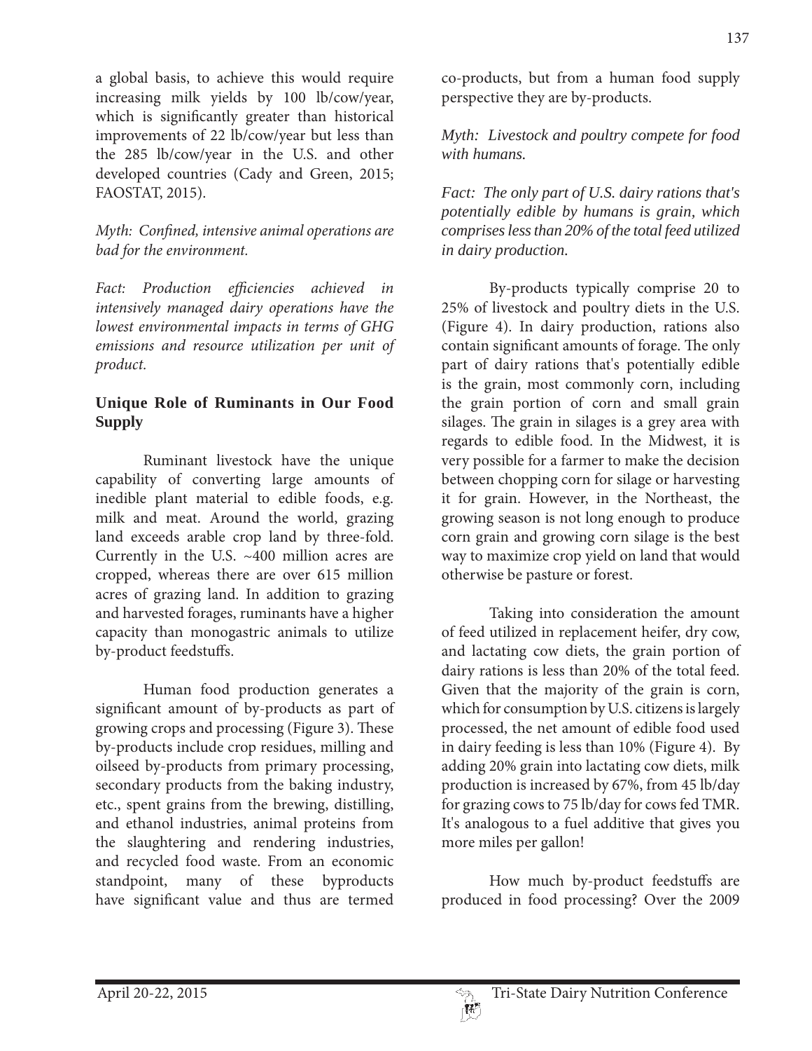a global basis, to achieve this would require increasing milk yields by 100 lb/cow/year, which is significantly greater than historical improvements of 22 lb/cow/year but less than the 285 lb/cow/year in the U.S. and other developed countries (Cady and Green, 2015; FAOSTAT, 2015).

*Myth: Confined, intensive animal operations are bad for the environment.*

*Fact: Production efficiencies achieved in intensively managed dairy operations have the lowest environmental impacts in terms of GHG emissions and resource utilization per unit of product.*

## Unique Role of Ruminants in Our Food Supply

Ruminant livestock have the unique capability of converting large amounts of inedible plant material to edible foods, e.g. milk and meat. Around the world, grazing land exceeds arable crop land by three-fold. Currently in the U.S. ~400 million acres are cropped, whereas there are over 615 million acres of grazing land. In addition to grazing and harvested forages, ruminants have a higher capacity than monogastric animals to utilize by-product feedstuffs.

Human food production generates a significant amount of by-products as part of growing crops and processing (Figure 3). These by-products include crop residues, milling and oilseed by-products from primary processing, secondary products from the baking industry, etc., spent grains from the brewing, distilling, and ethanol industries, animal proteins from the slaughtering and rendering industries, and recycled food waste. From an economic standpoint, many of these byproducts have significant value and thus are termed co-products, but from a human food supply perspective they are by-products.

*Myth: Livestock and poultry compete for food with humans.*

*Fact: The only part of U.S. dairy rations that's potentially edible by humans is grain, which comprises less than 20% of the total feed utilized in dairy production.*

By-products typically comprise 20 to 25% of livestock and poultry diets in the U.S. (Figure 4). In dairy production, rations also contain significant amounts of forage. The only part of dairy rations that's potentially edible is the grain, most commonly corn, including the grain portion of corn and small grain silages. The grain in silages is a grey area with regards to edible food. In the Midwest, it is very possible for a farmer to make the decision between chopping corn for silage or harvesting it for grain. However, in the Northeast, the growing season is not long enough to produce corn grain and growing corn silage is the best way to maximize crop yield on land that would otherwise be pasture or forest.

Taking into consideration the amount of feed utilized in replacement heifer, dry cow, and lactating cow diets, the grain portion of dairy rations is less than 20% of the total feed. Given that the majority of the grain is corn, which for consumption by U.S. citizens is largely processed, the net amount of edible food used in dairy feeding is less than 10% (Figure 4). By adding 20% grain into lactating cow diets, milk production is increased by 67%, from 45 lb/day for grazing cows to 75 lb/day for cows fed TMR. It's analogous to a fuel additive that gives you more miles per gallon!

How much by-product feedstuffs are produced in food processing? Over the 2009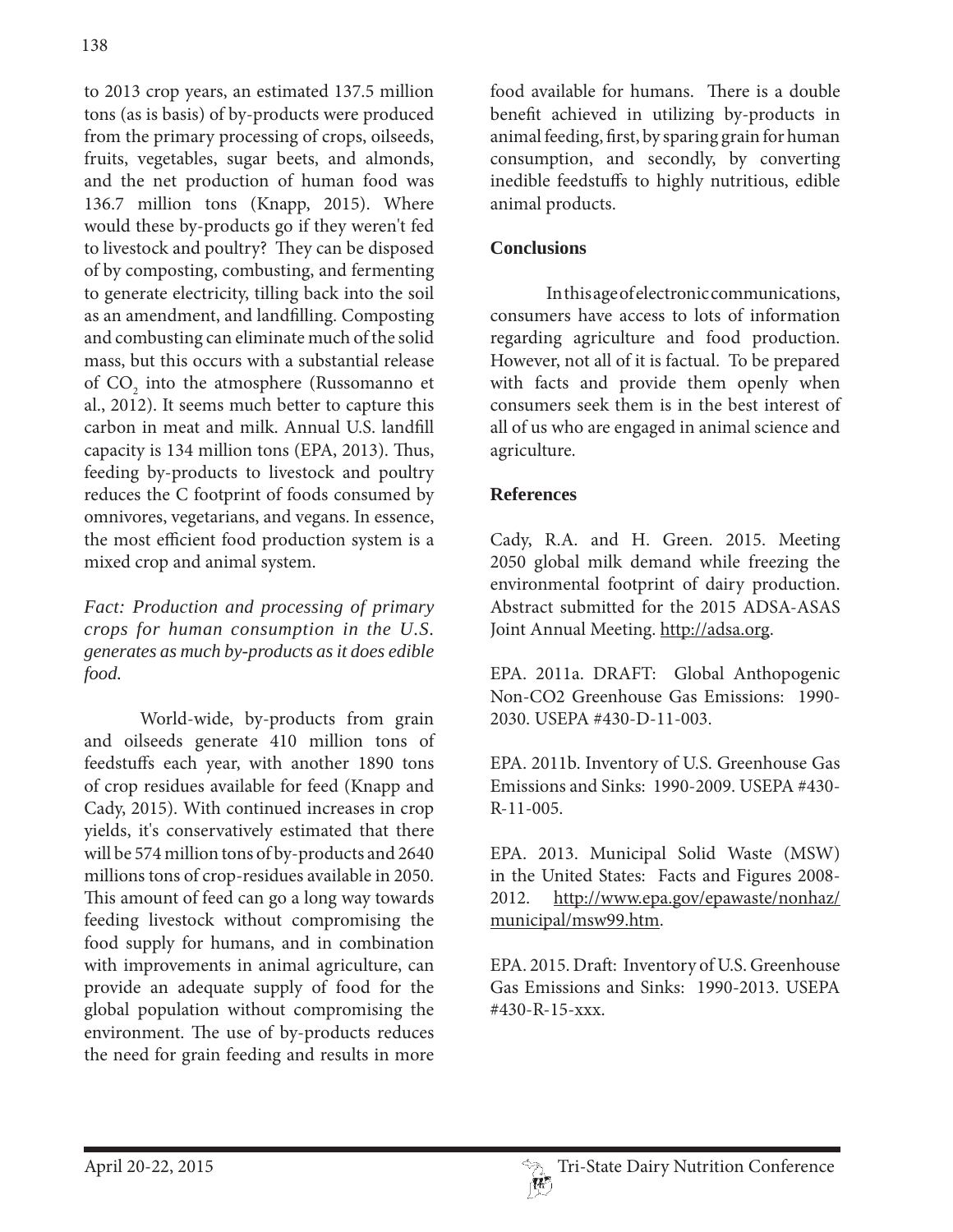to 2013 crop years, an estimated 137.5 million tons (as is basis) of by-products were produced from the primary processing of crops, oilseeds, fruits, vegetables, sugar beets, and almonds, and the net production of human food was 136.7 million tons (Knapp, 2015). Where would these by-products go if they weren't fed to livestock and poultry? They can be disposed of by composting, combusting, and fermenting to generate electricity, tilling back into the soil as an amendment, and landfilling. Composting and combusting can eliminate much of the solid mass, but this occurs with a substantial release of $CO_2$ into the atmosphere (Russomanno et al., 2012). It seems much better to capture this carbon in meat and milk. Annual U.S. landfill capacity is 134 million tons (EPA, 2013). Thus, feeding by-products to livestock and poultry reduces the C footprint of foods consumed by omnivores, vegetarians, and vegans. In essence, the most efficient food production system is a mixed crop and animal system.

*Fact: Production and processing of primary crops for human consumption in the U.S. generates as much by-products as it does edible food.*

World-wide, by-products from grain and oilseeds generate 410 million tons of feedstuffs each year, with another 1890 tons of crop residues available for feed (Knapp and Cady, 2015). With continued increases in crop yields, it's conservatively estimated that there will be 574 million tons of by-products and 2640 millions tons of crop-residues available in 2050. This amount of feed can go a long way towards feeding livestock without compromising the food supply for humans, and in combination with improvements in animal agriculture, can provide an adequate supply of food for the global population without compromising the environment. The use of by-products reduces the need for grain feeding and results in more food available for humans. There is a double benefit achieved in utilizing by-products in animal feeding, first, by sparing grain for human consumption, and secondly, by converting inedible feedstuffs to highly nutritious, edible animal products.

## Conclusions

In this age of electronic communications, consumers have access to lots of information regarding agriculture and food production. However, not all of it is factual. To be prepared with facts and provide them openly when consumers seek them is in the best interest of all of us who are engaged in animal science and agriculture.

## References

Cady, R.A. and H. Green. 2015. Meeting 2050 global milk demand while freezing the environmental footprint of dairy production. Abstract submitted for the 2015 ADSA-ASAS Joint Annual Meeting. http://adsa.org.

EPA. 2011a. DRAFT: Global Anthopogenic Non-CO2 Greenhouse Gas Emissions: 1990-2030. USEPA #430-D-11-003.

EPA. 2011b. Inventory of U.S. Greenhouse Gas Emissions and Sinks: 1990-2009. USEPA #430-R-11-005.

EPA. 2013. Municipal Solid Waste (MSW) in the United States: Facts and Figures 2008-2012. http://www.epa.gov/epawaste/nonhaz/municipal/msw99.htm.

EPA. 2015. Draft: Inventory of U.S. Greenhouse Gas Emissions and Sinks: 1990-2013. USEPA #430-R-15-xxx.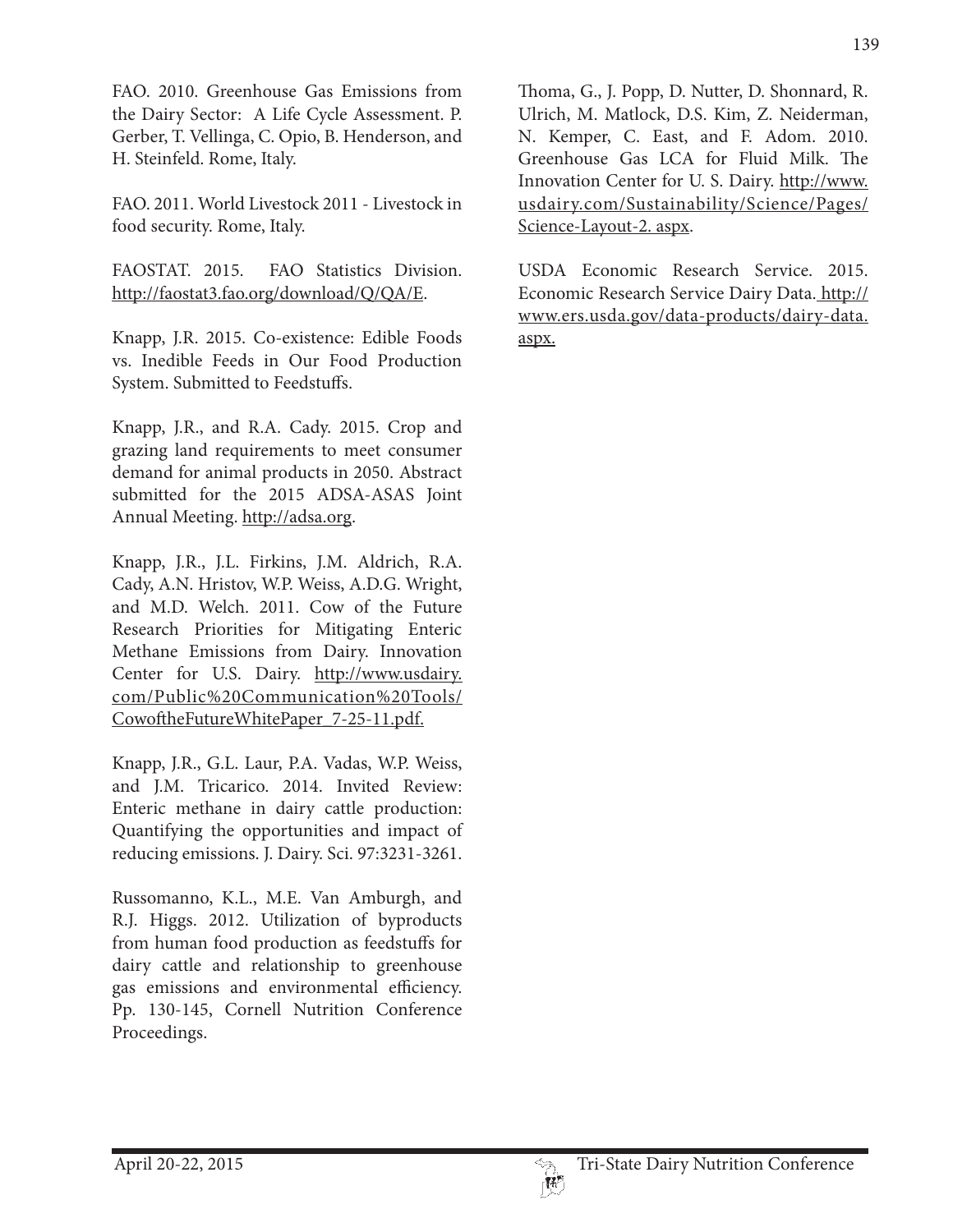FAO. 2010. Greenhouse Gas Emissions from the Dairy Sector: A Life Cycle Assessment. P. Gerber, T. Vellinga, C. Opio, B. Henderson, and H. Steinfeld. Rome, Italy.

FAO. 2011. World Livestock 2011 - Livestock in food security. Rome, Italy.

FAOSTAT. 2015. FAO Statistics Division. http://faostat3.fao.org/download/Q/QA/E.

Knapp, J.R. 2015. Co-existence: Edible Foods vs. Inedible Feeds in Our Food Production System. Submitted to Feedstuffs.

Knapp, J.R., and R.A. Cady. 2015. Crop and grazing land requirements to meet consumer demand for animal products in 2050. Abstract submitted for the 2015 ADSA-ASAS Joint Annual Meeting. http://adsa.org.

Knapp, J.R., J.L. Firkins, J.M. Aldrich, R.A. Cady, A.N. Hristov, W.P. Weiss, A.D.G. Wright, and M.D. Welch. 2011. Cow of the Future Research Priorities for Mitigating Enteric Methane Emissions from Dairy. Innovation Center for U.S. Dairy. http://www.usdairy.com/Public%20Communication%20Tools/CowoftheFutureWhitePaper_7-25-11.pdf.

Knapp, J.R., G.L. Laur, P.A. Vadas, W.P. Weiss, and J.M. Tricarico. 2014. Invited Review: Enteric methane in dairy cattle production: Quantifying the opportunities and impact of reducing emissions. J. Dairy. Sci. 97:3231-3261.

Russomanno, K.L., M.E. Van Amburgh, and R.J. Higgs. 2012. Utilization of byproducts from human food production as feedstuffs for dairy cattle and relationship to greenhouse gas emissions and environmental efficiency. Pp. 130-145, Cornell Nutrition Conference Proceedings.

Thoma, G., J. Popp, D. Nutter, D. Shonnard, R. Ulrich, M. Matlock, D.S. Kim, Z. Neiderman, N. Kemper, C. East, and F. Adom. 2010. Greenhouse Gas LCA for Fluid Milk. The Innovation Center for U. S. Dairy. http://www.usdairy.com/Sustainability/Science/Pages/Science-Layout-2. aspx.

USDA Economic Research Service. 2015. Economic Research Service Dairy Data. http://www.ers.usda.gov/data-products/dairy-data.aspx.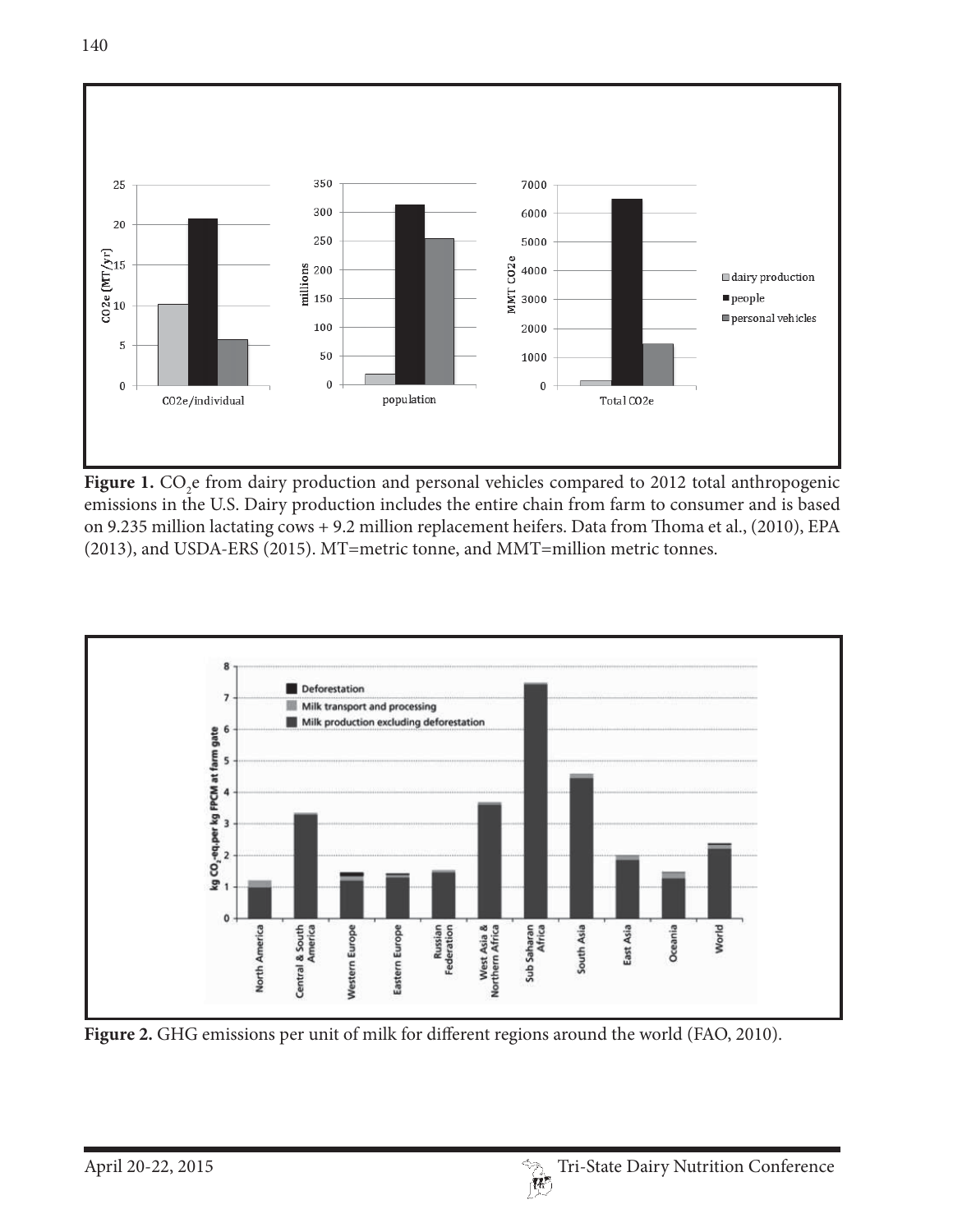**Figure 1.** $CO_2e$ from dairy production and personal vehicles compared to 2012 total anthropogenic emissions in the U.S. Dairy production includes the entire chain from farm to consumer and is based on 9.235 million lactating cows + 9.2 million replacement heifers. Data from Thoma et al., (2010), EPA (2013), and USDA-ERS (2015). MT=metric tonne, and MMT=million metric tonnes.

**Figure 2.** GHG emissions per unit of milk for different regions around the world (FAO, 2010).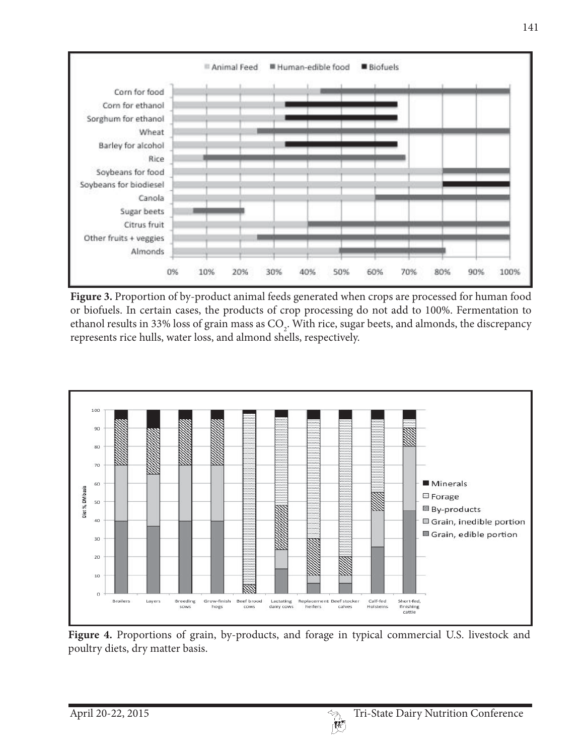Animal Feed
Human-edible food
Biofuels

Corn for food
Corn for ethanol
Sorghum for ethanol
Wheat
Barley for alcohol
Rice
Soybeans for food
Soybeans for biodiesel
Canola
Sugar beets
Citrus fruit
Other fruits + veggies
Almonds

0% 10% 20% 30% 40% 50% 60% 70% 80% 90% 100%

**Figure 3.** Proportion of by-product animal feeds generated when crops are processed for human food or biofuels. In certain cases, the products of crop processing do not add to 100%. Fermentation to ethanol results in 33% loss of grain mass as $CO_2$. With rice, sugar beets, and almonds, the discrepancy represents rice hulls, water loss, and almond shells, respectively.

Diet %, DM basis

0 10 20 30 40 50 60 70 80 90 100

Broilers
Layers
Breeding sows
Grow-finish hogs
Beef brood cows
Lactating dairy cows
Replacement heifers
Beef stocker calves
Calf-fed Holsteins
Short-fed, finishing cattle

Minerals
Forage
By-products
Grain, inedible portion
Grain, edible portion

**Figure 4.** Proportions of grain, by-products, and forage in typical commercial U.S. livestock and poultry diets, dry matter basis.